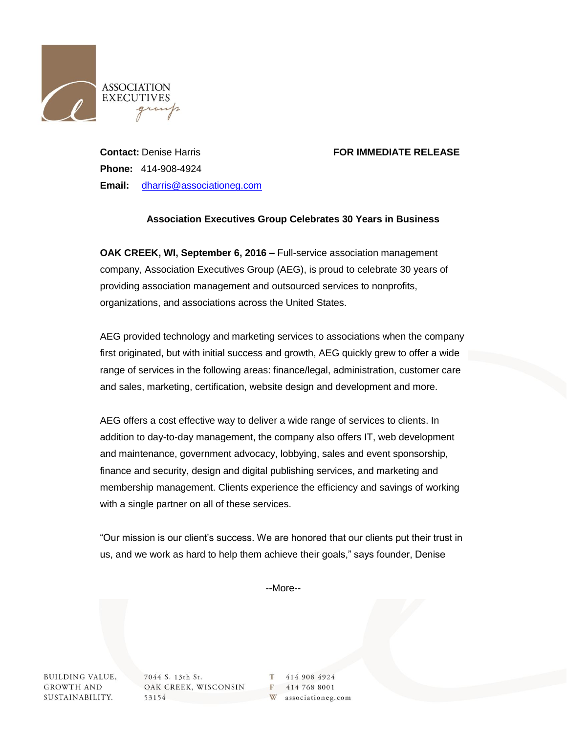**Contact:** Denise Harris

**Phone:** 414-908-4924

**Email:** dharris@associationeg.com

**FOR IMMEDIATE RELEASE**

**Association Executives Group Celebrates 30 Years in Business**

**OAK CREEK, WI, September 6, 2016 –** Full-service association management company, Association Executives Group (AEG), is proud to celebrate 30 years of providing association management and outsourced services to nonprofits, organizations, and associations across the United States.

AEG provided technology and marketing services to associations when the company first originated, but with initial success and growth, AEG quickly grew to offer a wide range of services in the following areas: finance/legal, administration, customer care and sales, marketing, certification, website design and development and more.

AEG offers a cost effective way to deliver a wide range of services to clients. In addition to day-to-day management, the company also offers IT, web development and maintenance, government advocacy, lobbying, sales and event sponsorship, finance and security, design and digital publishing services, and marketing and membership management. Clients experience the efficiency and savings of working with a single partner on all of these services.

"Our mission is our client's success. We are honored that our clients put their trust in us, and we work as hard to help them achieve their goals," says founder, Denise

--More--

BUILDING VALUE, GROWTH AND SUSTAINABILITY.

7044 S. 13th St.
OAK CREEK, WISCONSIN
53154

T 414 908 4924
F 414 768 8001
W associationeg.com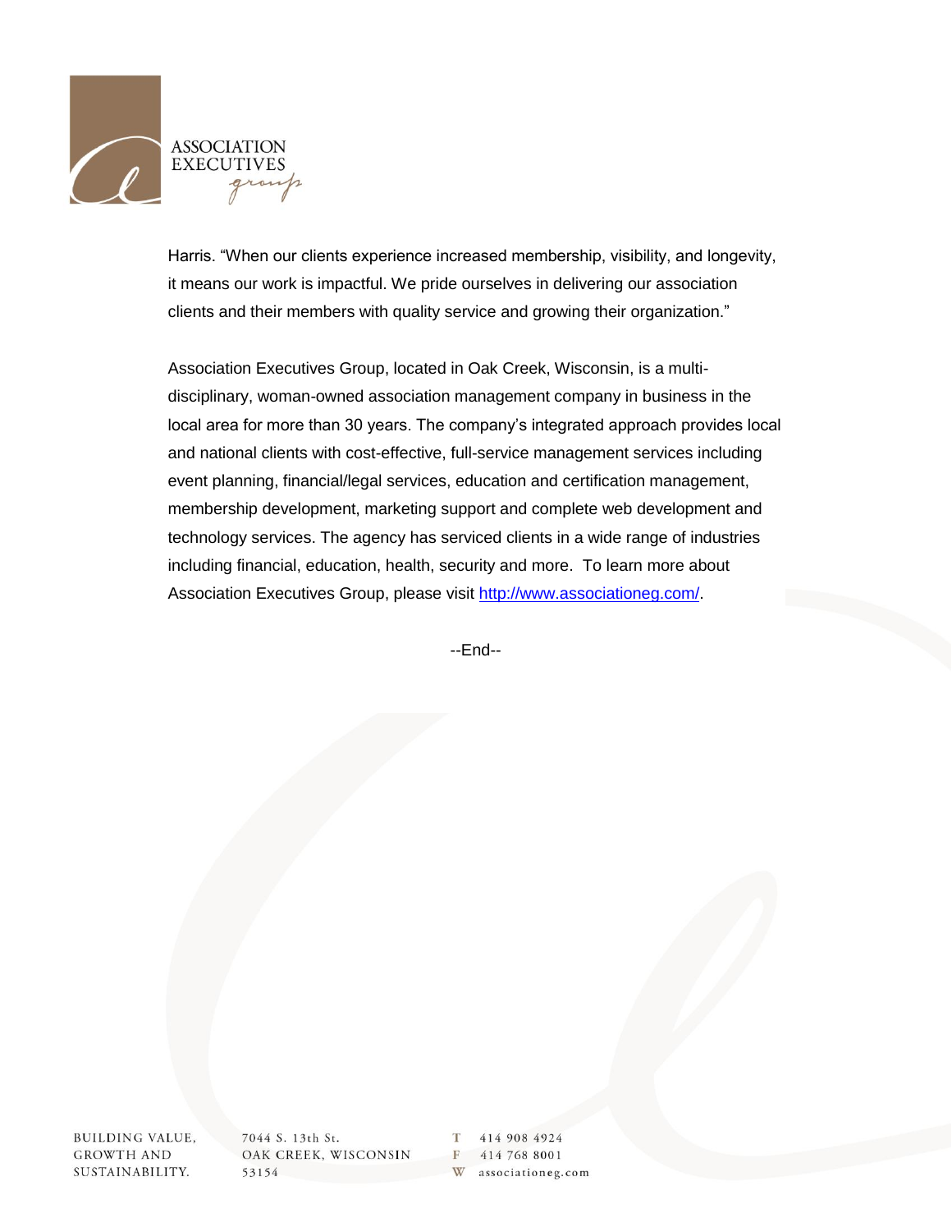Harris. “When our clients experience increased membership, visibility, and longevity, it means our work is impactful. We pride ourselves in delivering our association clients and their members with quality service and growing their organization.”

Association Executives Group, located in Oak Creek, Wisconsin, is a multi-disciplinary, woman-owned association management company in business in the local area for more than 30 years. The company’s integrated approach provides local and national clients with cost-effective, full-service management services including event planning, financial/legal services, education and certification management, membership development, marketing support and complete web development and technology services. The agency has serviced clients in a wide range of industries including financial, education, health, security and more.  To learn more about Association Executives Group, please visit [http://www.associationeg.com/](http://www.associationeg.com/).

--End--